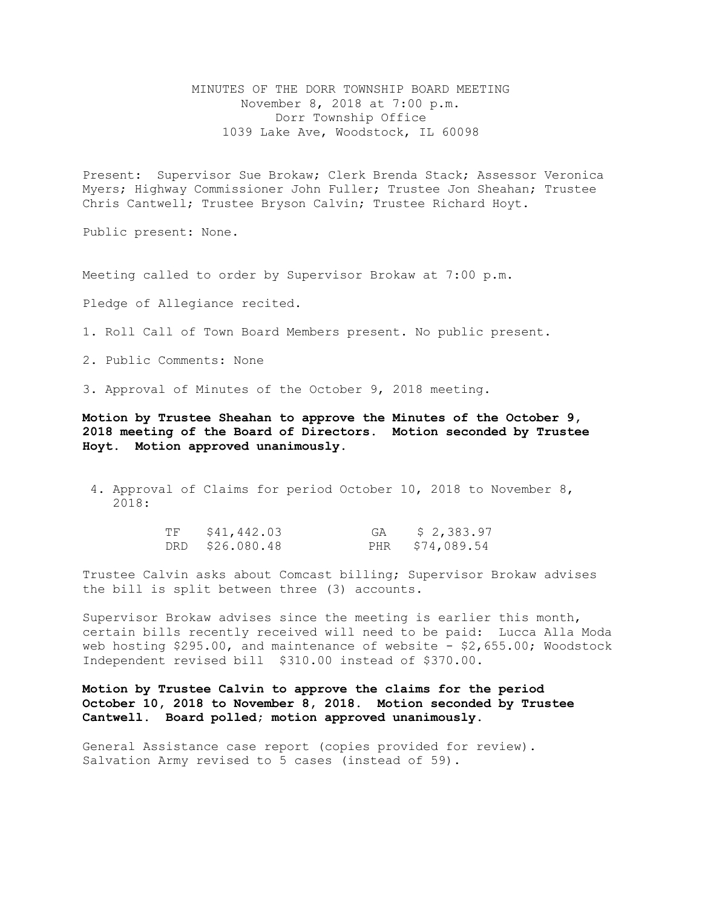MINUTES OF THE DORR TOWNSHIP BOARD MEETING
November 8, 2018 at 7:00 p.m.
Dorr Township Office
1039 Lake Ave, Woodstock, IL 60098

Present: Supervisor Sue Brokaw; Clerk Brenda Stack; Assessor Veronica Myers; Highway Commissioner John Fuller; Trustee Jon Sheahan; Trustee Chris Cantwell; Trustee Bryson Calvin; Trustee Richard Hoyt.

Public present: None.

Meeting called to order by Supervisor Brokaw at 7:00 p.m.

Pledge of Allegiance recited.

1. Roll Call of Town Board Members present. No public present.

2. Public Comments: None

3. Approval of Minutes of the October 9, 2018 meeting.

**Motion by Trustee Sheahan to approve the Minutes of the October 9, 2018 meeting of the Board of Directors. Motion seconded by Trustee Hoyt. Motion approved unanimously.**

4. Approval of Claims for period October 10, 2018 to November 8, 2018:

| | | | |
|---|---|---|---|
| TF | $41,442.03 | GA | $ 2,383.97 |
| DRD | $26.080.48 | PHR | $74,089.54 |

Trustee Calvin asks about Comcast billing; Supervisor Brokaw advises the bill is split between three (3) accounts.

Supervisor Brokaw advises since the meeting is earlier this month, certain bills recently received will need to be paid: Lucca Alla Moda web hosting $295.00, and maintenance of website - $2,655.00; Woodstock Independent revised bill $310.00 instead of $370.00.

**Motion by Trustee Calvin to approve the claims for the period October 10, 2018 to November 8, 2018. Motion seconded by Trustee Cantwell. Board polled; motion approved unanimously.**

General Assistance case report (copies provided for review). Salvation Army revised to 5 cases (instead of 59).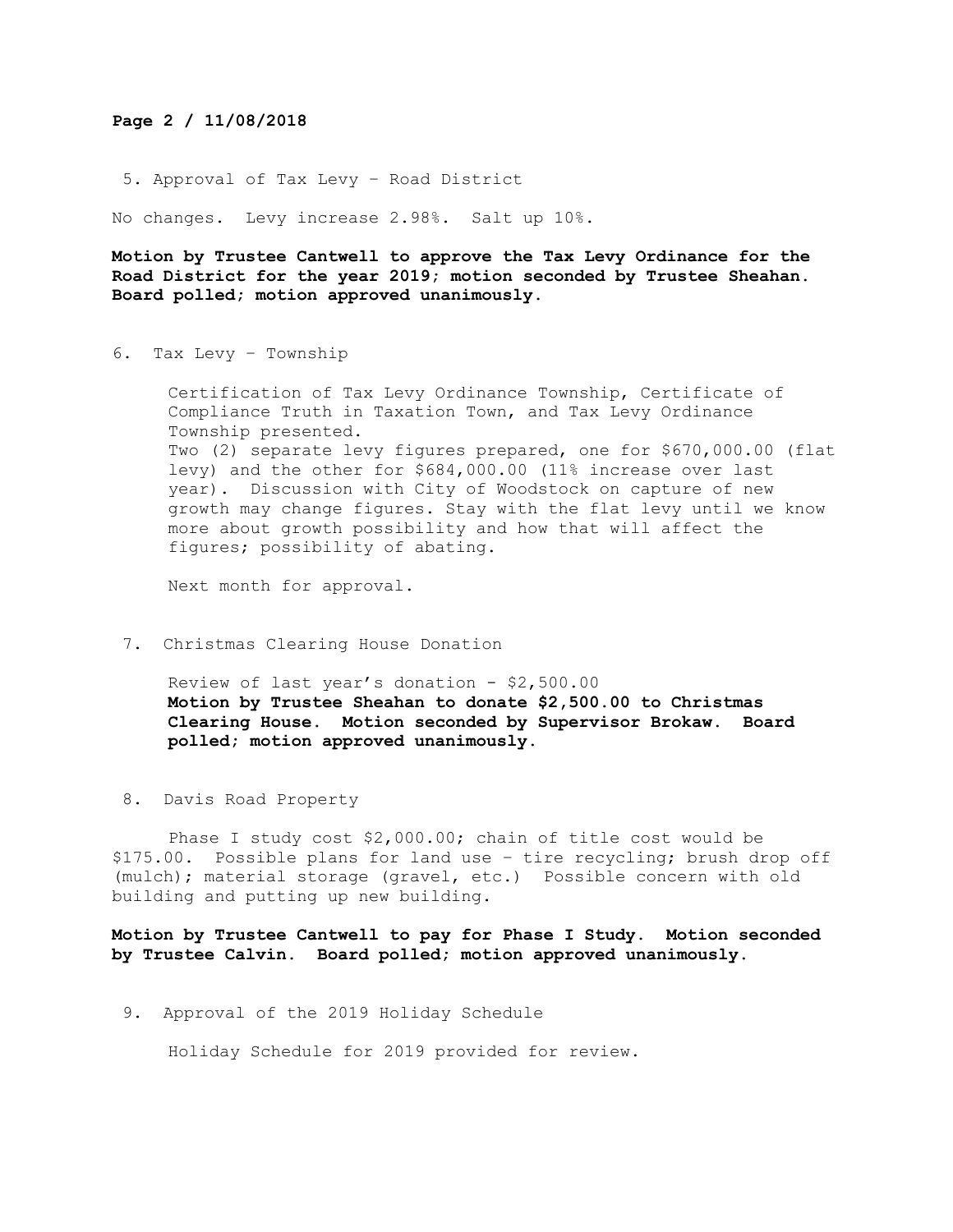**Page 2 / 11/08/2018**

5. Approval of Tax Levy – Road District

No changes. Levy increase 2.98%. Salt up 10%.

**Motion by Trustee Cantwell to approve the Tax Levy Ordinance for the Road District for the year 2019; motion seconded by Trustee Sheahan. Board polled; motion approved unanimously.**

6. Tax Levy – Township

Certification of Tax Levy Ordinance Township, Certificate of Compliance Truth in Taxation Town, and Tax Levy Ordinance Township presented.
Two (2) separate levy figures prepared, one for $670,000.00 (flat levy) and the other for $684,000.00 (11% increase over last year). Discussion with City of Woodstock on capture of new growth may change figures. Stay with the flat levy until we know more about growth possibility and how that will affect the figures; possibility of abating.

Next month for approval.

7. Christmas Clearing House Donation

Review of last year's donation - $2,500.00
**Motion by Trustee Sheahan to donate $2,500.00 to Christmas Clearing House. Motion seconded by Supervisor Brokaw. Board polled; motion approved unanimously.**

8. Davis Road Property

Phase I study cost $2,000.00; chain of title cost would be $175.00. Possible plans for land use – tire recycling; brush drop off (mulch); material storage (gravel, etc.) Possible concern with old building and putting up new building.

**Motion by Trustee Cantwell to pay for Phase I Study. Motion seconded by Trustee Calvin. Board polled; motion approved unanimously.**

9. Approval of the 2019 Holiday Schedule

Holiday Schedule for 2019 provided for review.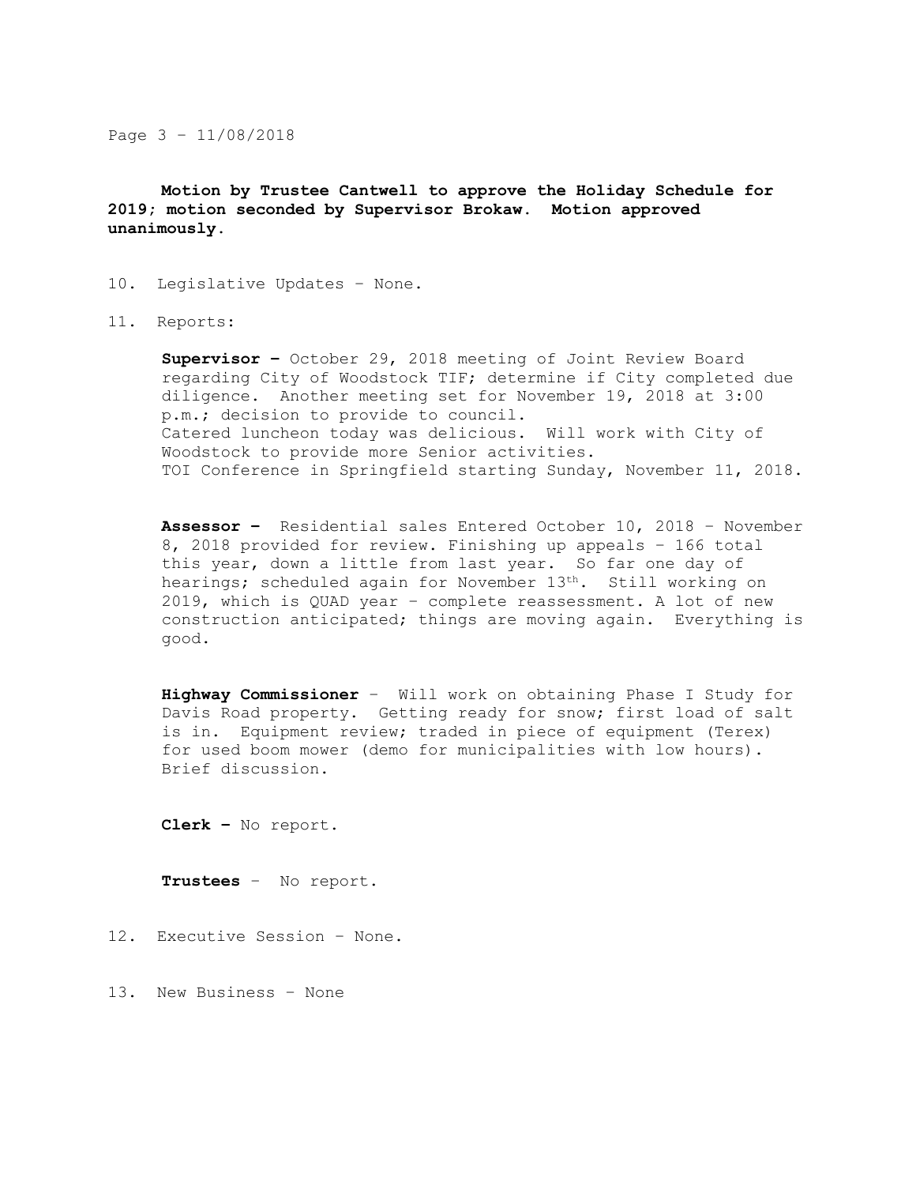**Motion by Trustee Cantwell to approve the Holiday Schedule for 2019; motion seconded by Supervisor Brokaw. Motion approved unanimously.**

10. Legislative Updates – None.

11. Reports:

    **Supervisor –** October 29, 2018 meeting of Joint Review Board regarding City of Woodstock TIF; determine if City completed due diligence. Another meeting set for November 19, 2018 at 3:00 p.m.; decision to provide to council.
    Catered luncheon today was delicious. Will work with City of Woodstock to provide more Senior activities.
    TOI Conference in Springfield starting Sunday, November 11, 2018.

    **Assessor –** Residential sales Entered October 10, 2018 – November 8, 2018 provided for review. Finishing up appeals – 166 total this year, down a little from last year. So far one day of hearings; scheduled again for November 13th. Still working on 2019, which is QUAD year – complete reassessment. A lot of new construction anticipated; things are moving again. Everything is good.

    **Highway Commissioner** – Will work on obtaining Phase I Study for Davis Road property. Getting ready for snow; first load of salt is in. Equipment review; traded in piece of equipment (Terex) for used boom mower (demo for municipalities with low hours). Brief discussion.

    **Clerk –** No report.

    **Trustees** – No report.

12. Executive Session – None.

13. New Business – None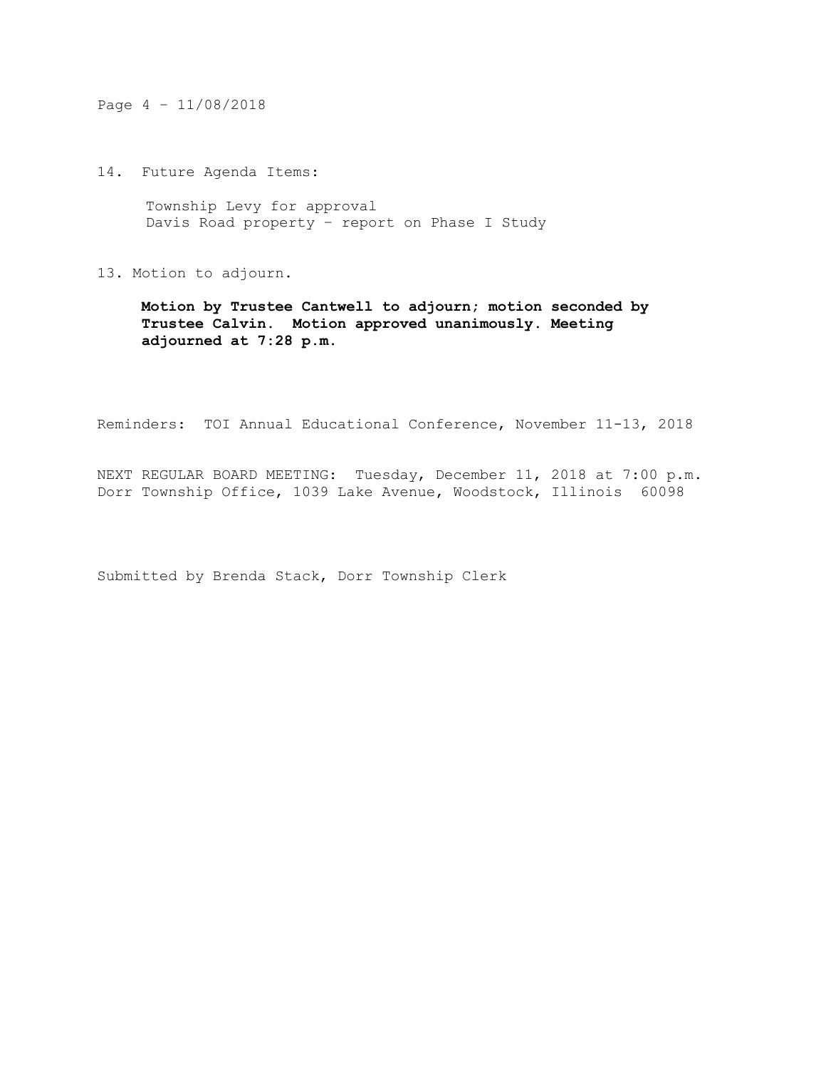14. Future Agenda Items:

    Township Levy for approval
    Davis Road property – report on Phase I Study

13. Motion to adjourn.

    **Motion by Trustee Cantwell to adjourn; motion seconded by Trustee Calvin. Motion approved unanimously. Meeting adjourned at 7:28 p.m.**

Reminders: TOI Annual Educational Conference, November 11-13, 2018

NEXT REGULAR BOARD MEETING: Tuesday, December 11, 2018 at 7:00 p.m.
Dorr Township Office, 1039 Lake Avenue, Woodstock, Illinois 60098

Submitted by Brenda Stack, Dorr Township Clerk